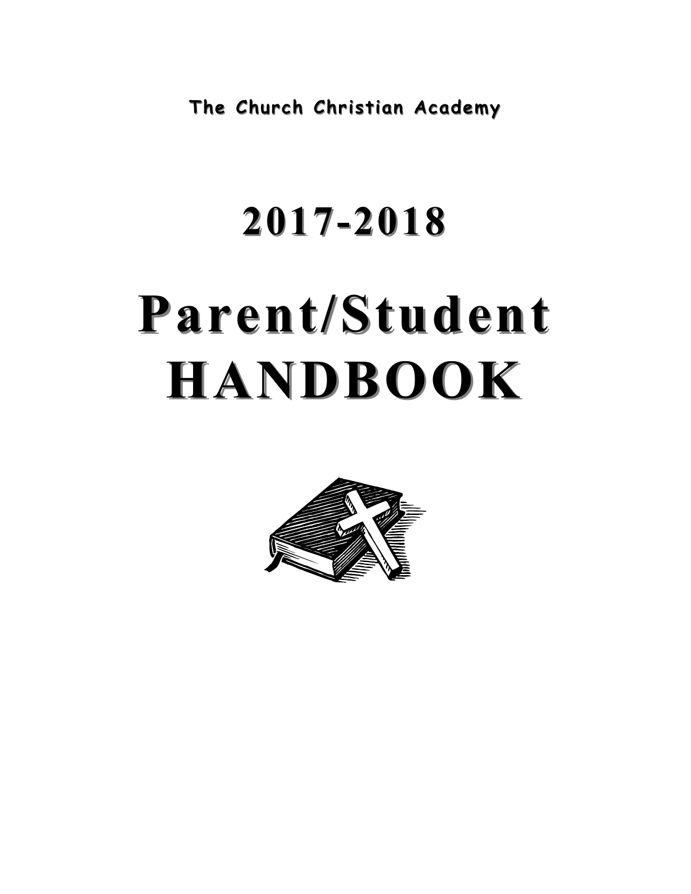The Church Christian Academy

# 2017-2018

# Parent/Student HANDBOOK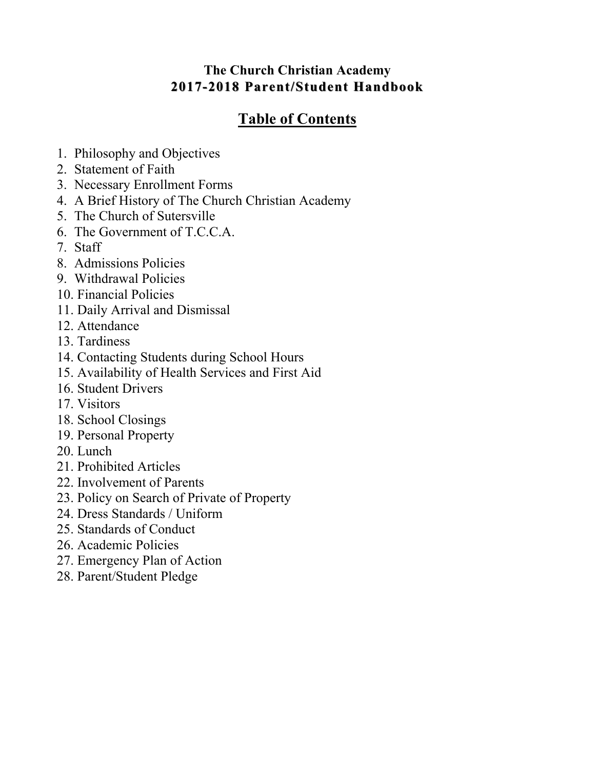**The Church Christian Academy**
**2017-2018 Parent/Student Handbook**

# Table of Contents

1. Philosophy and Objectives
2. Statement of Faith
3. Necessary Enrollment Forms
4. A Brief History of The Church Christian Academy
5. The Church of Sutersville
6. The Government of T.C.C.A.
7. Staff
8. Admissions Policies
9. Withdrawal Policies
10. Financial Policies
11. Daily Arrival and Dismissal
12. Attendance
13. Tardiness
14. Contacting Students during School Hours
15. Availability of Health Services and First Aid
16. Student Drivers
17. Visitors
18. School Closings
19. Personal Property
20. Lunch
21. Prohibited Articles
22. Involvement of Parents
23. Policy on Search of Private of Property
24. Dress Standards / Uniform
25. Standards of Conduct
26. Academic Policies
27. Emergency Plan of Action
28. Parent/Student Pledge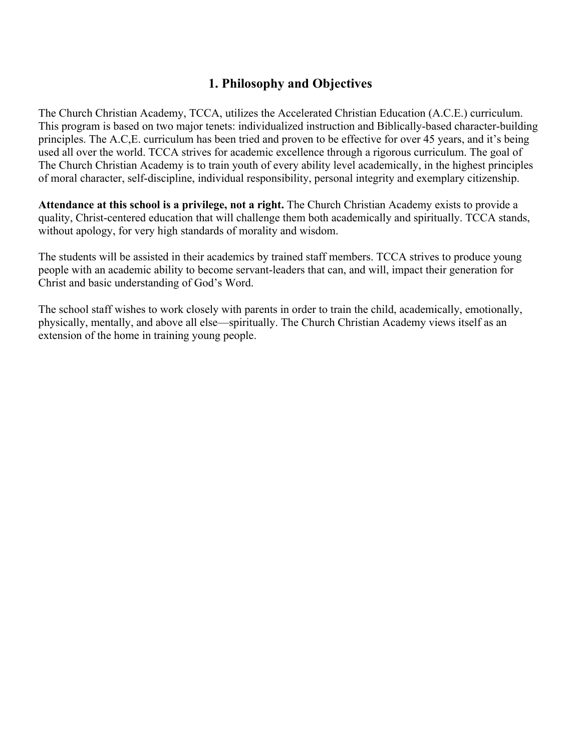# 1. Philosophy and Objectives

The Church Christian Academy, TCCA, utilizes the Accelerated Christian Education (A.C.E.) curriculum. This program is based on two major tenets: individualized instruction and Biblically-based character-building principles. The A.C,E. curriculum has been tried and proven to be effective for over 45 years, and it's being used all over the world. TCCA strives for academic excellence through a rigorous curriculum. The goal of The Church Christian Academy is to train youth of every ability level academically, in the highest principles of moral character, self-discipline, individual responsibility, personal integrity and exemplary citizenship.

**Attendance at this school is a privilege, not a right.** The Church Christian Academy exists to provide a quality, Christ-centered education that will challenge them both academically and spiritually. TCCA stands, without apology, for very high standards of morality and wisdom.

The students will be assisted in their academics by trained staff members. TCCA strives to produce young people with an academic ability to become servant-leaders that can, and will, impact their generation for Christ and basic understanding of God's Word.

The school staff wishes to work closely with parents in order to train the child, academically, emotionally, physically, mentally, and above all else—spiritually. The Church Christian Academy views itself as an extension of the home in training young people.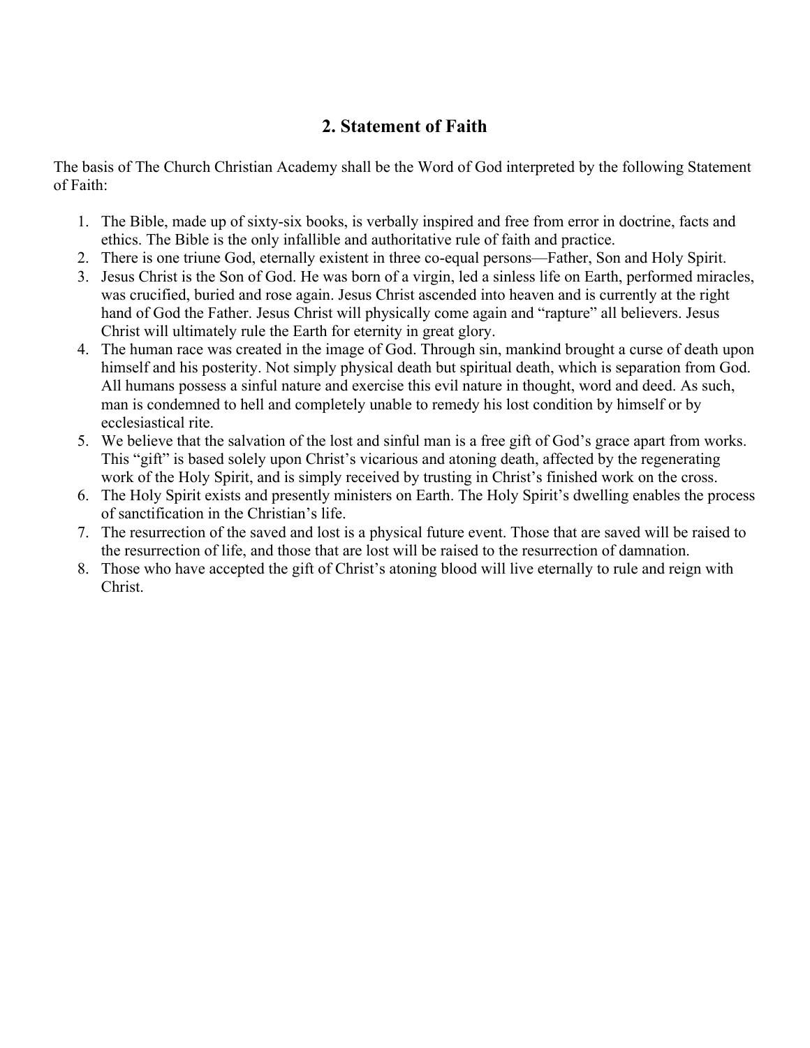## 2. Statement of Faith

The basis of The Church Christian Academy shall be the Word of God interpreted by the following Statement of Faith:

1. The Bible, made up of sixty-six books, is verbally inspired and free from error in doctrine, facts and ethics. The Bible is the only infallible and authoritative rule of faith and practice.
2. There is one triune God, eternally existent in three co-equal persons—Father, Son and Holy Spirit.
3. Jesus Christ is the Son of God. He was born of a virgin, led a sinless life on Earth, performed miracles, was crucified, buried and rose again. Jesus Christ ascended into heaven and is currently at the right hand of God the Father. Jesus Christ will physically come again and "rapture" all believers. Jesus Christ will ultimately rule the Earth for eternity in great glory.
4. The human race was created in the image of God. Through sin, mankind brought a curse of death upon himself and his posterity. Not simply physical death but spiritual death, which is separation from God. All humans possess a sinful nature and exercise this evil nature in thought, word and deed. As such, man is condemned to hell and completely unable to remedy his lost condition by himself or by ecclesiastical rite.
5. We believe that the salvation of the lost and sinful man is a free gift of God's grace apart from works. This "gift" is based solely upon Christ's vicarious and atoning death, affected by the regenerating work of the Holy Spirit, and is simply received by trusting in Christ's finished work on the cross.
6. The Holy Spirit exists and presently ministers on Earth. The Holy Spirit's dwelling enables the process of sanctification in the Christian's life.
7. The resurrection of the saved and lost is a physical future event. Those that are saved will be raised to the resurrection of life, and those that are lost will be raised to the resurrection of damnation.
8. Those who have accepted the gift of Christ's atoning blood will live eternally to rule and reign with Christ.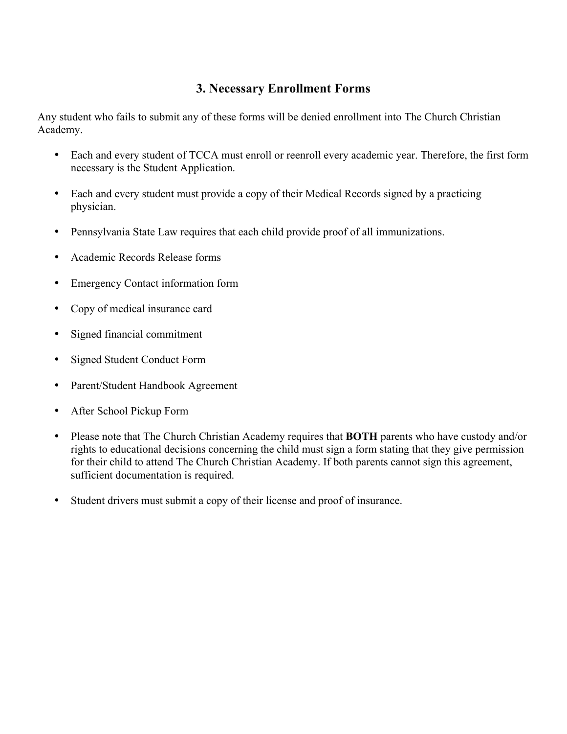## 3. Necessary Enrollment Forms

Any student who fails to submit any of these forms will be denied enrollment into The Church Christian Academy.

- Each and every student of TCCA must enroll or reenroll every academic year. Therefore, the first form necessary is the Student Application.
- Each and every student must provide a copy of their Medical Records signed by a practicing physician.
- Pennsylvania State Law requires that each child provide proof of all immunizations.
- Academic Records Release forms
- Emergency Contact information form
- Copy of medical insurance card
- Signed financial commitment
- Signed Student Conduct Form
- Parent/Student Handbook Agreement
- After School Pickup Form
- Please note that The Church Christian Academy requires that **BOTH** parents who have custody and/or rights to educational decisions concerning the child must sign a form stating that they give permission for their child to attend The Church Christian Academy. If both parents cannot sign this agreement, sufficient documentation is required.
- Student drivers must submit a copy of their license and proof of insurance.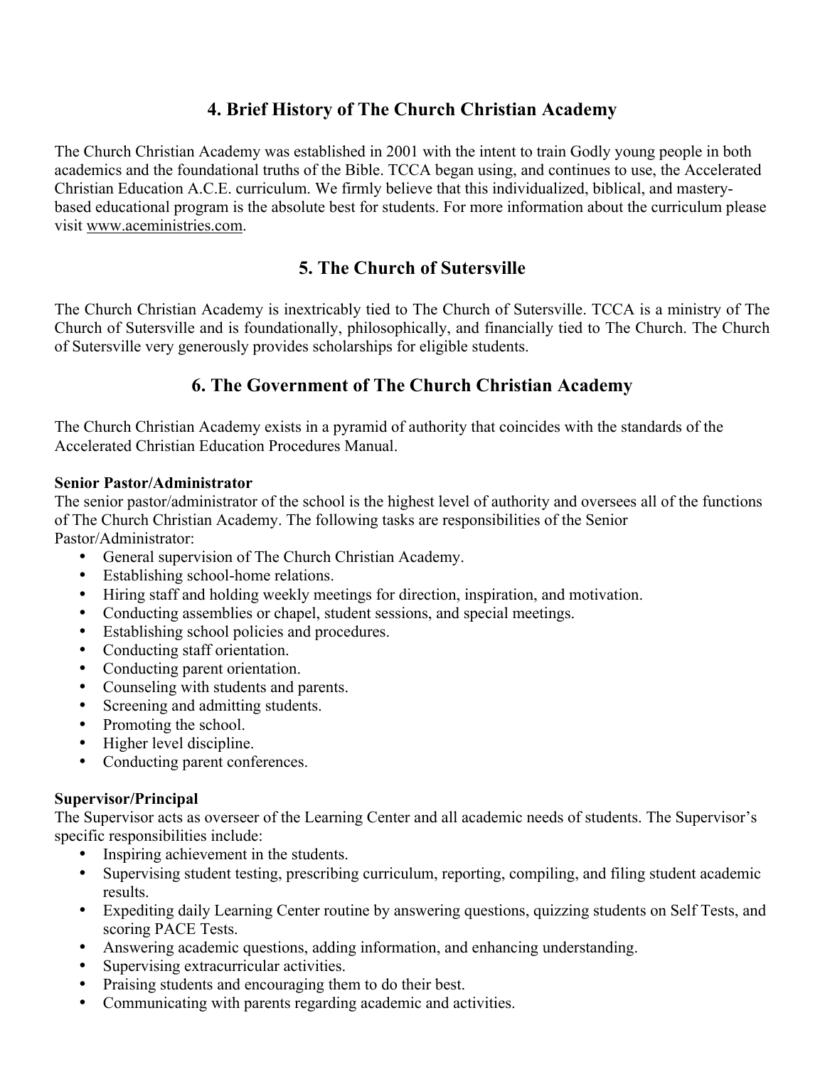## 4. Brief History of The Church Christian Academy

The Church Christian Academy was established in 2001 with the intent to train Godly young people in both academics and the foundational truths of the Bible. TCCA began using, and continues to use, the Accelerated Christian Education A.C.E. curriculum. We firmly believe that this individualized, biblical, and mastery-based educational program is the absolute best for students. For more information about the curriculum please visit www.aceministries.com.

## 5. The Church of Sutersville

The Church Christian Academy is inextricably tied to The Church of Sutersville. TCCA is a ministry of The Church of Sutersville and is foundationally, philosophically, and financially tied to The Church. The Church of Sutersville very generously provides scholarships for eligible students.

## 6. The Government of The Church Christian Academy

The Church Christian Academy exists in a pyramid of authority that coincides with the standards of the Accelerated Christian Education Procedures Manual.

**Senior Pastor/Administrator**
The senior pastor/administrator of the school is the highest level of authority and oversees all of the functions of The Church Christian Academy. The following tasks are responsibilities of the Senior Pastor/Administrator:

- General supervision of The Church Christian Academy.
- Establishing school-home relations.
- Hiring staff and holding weekly meetings for direction, inspiration, and motivation.
- Conducting assemblies or chapel, student sessions, and special meetings.
- Establishing school policies and procedures.
- Conducting staff orientation.
- Conducting parent orientation.
- Counseling with students and parents.
- Screening and admitting students.
- Promoting the school.
- Higher level discipline.
- Conducting parent conferences.

**Supervisor/Principal**
The Supervisor acts as overseer of the Learning Center and all academic needs of students. The Supervisor's specific responsibilities include:

- Inspiring achievement in the students.
- Supervising student testing, prescribing curriculum, reporting, compiling, and filing student academic results.
- Expediting daily Learning Center routine by answering questions, quizzing students on Self Tests, and scoring PACE Tests.
- Answering academic questions, adding information, and enhancing understanding.
- Supervising extracurricular activities.
- Praising students and encouraging them to do their best.
- Communicating with parents regarding academic and activities.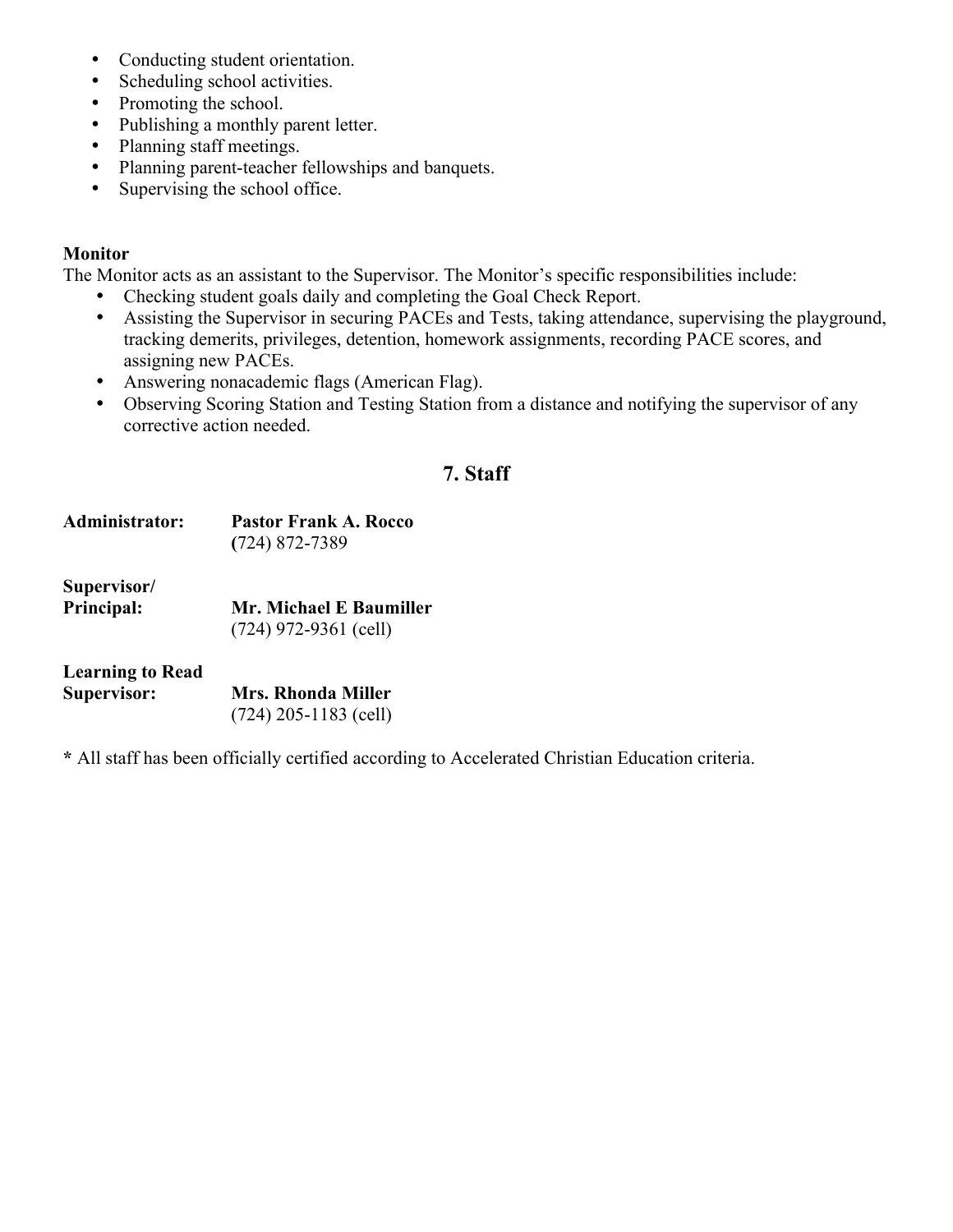- Conducting student orientation.
- Scheduling school activities.
- Promoting the school.
- Publishing a monthly parent letter.
- Planning staff meetings.
- Planning parent-teacher fellowships and banquets.
- Supervising the school office.

**Monitor**

The Monitor acts as an assistant to the Supervisor. The Monitor's specific responsibilities include:

- Checking student goals daily and completing the Goal Check Report.
- Assisting the Supervisor in securing PACEs and Tests, taking attendance, supervising the playground, tracking demerits, privileges, detention, homework assignments, recording PACE scores, and assigning new PACEs.
- Answering nonacademic flags (American Flag).
- Observing Scoring Station and Testing Station from a distance and notifying the supervisor of any corrective action needed.

## 7. Staff

**Administrator:** **Pastor Frank A. Rocco**
(724) 872-7389

**Supervisor/ Principal:** **Mr. Michael E Baumiller**
(724) 972-9361 (cell)

**Learning to Read Supervisor:** **Mrs. Rhonda Miller**
(724) 205-1183 (cell)

**\*** All staff has been officially certified according to Accelerated Christian Education criteria.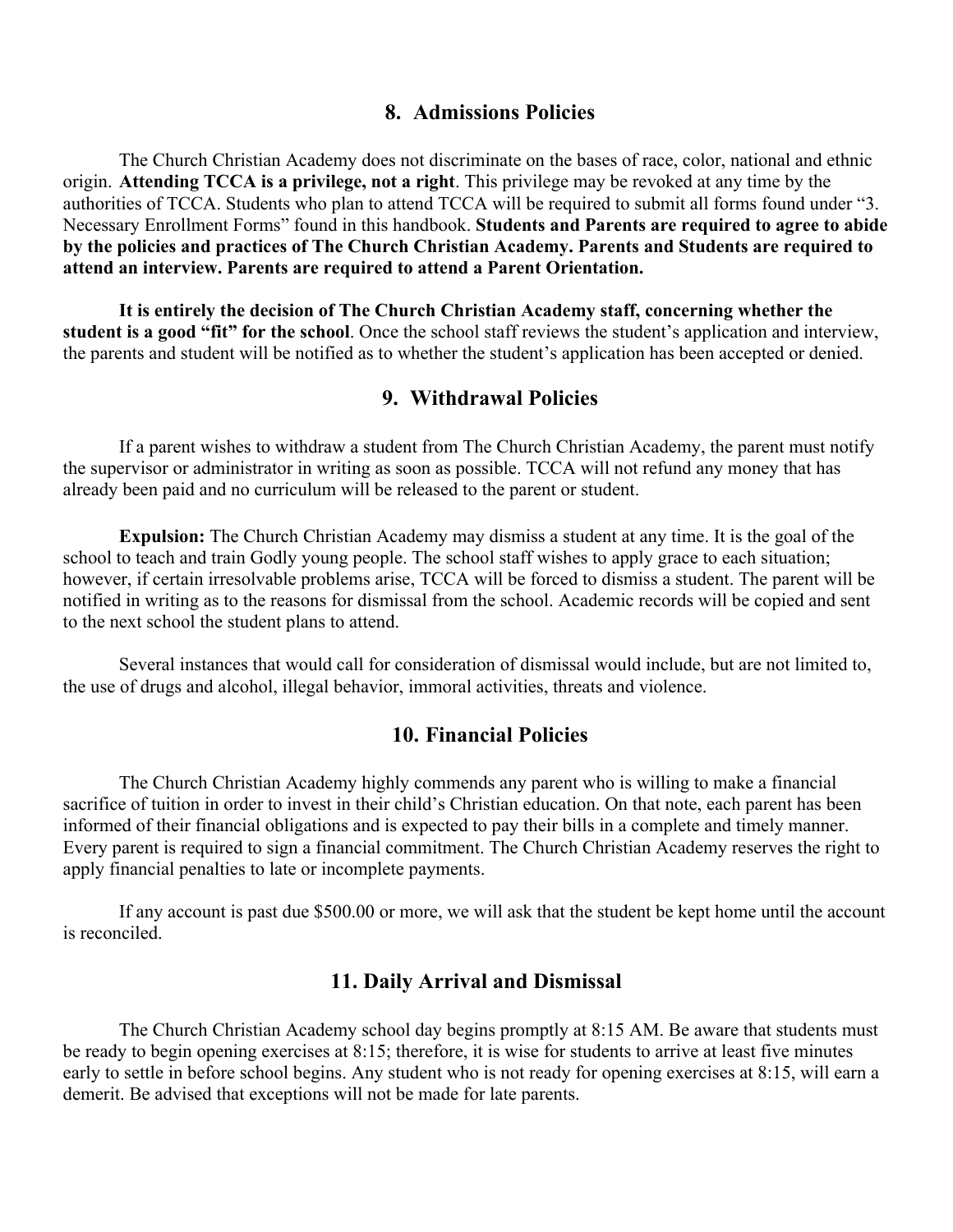## 8. Admissions Policies

The Church Christian Academy does not discriminate on the bases of race, color, national and ethnic origin. **Attending TCCA is a privilege, not a right**. This privilege may be revoked at any time by the authorities of TCCA. Students who plan to attend TCCA will be required to submit all forms found under "3. Necessary Enrollment Forms" found in this handbook. **Students and Parents are required to agree to abide by the policies and practices of The Church Christian Academy. Parents and Students are required to attend an interview. Parents are required to attend a Parent Orientation.**

**It is entirely the decision of The Church Christian Academy staff, concerning whether the student is a good "fit" for the school**. Once the school staff reviews the student's application and interview, the parents and student will be notified as to whether the student's application has been accepted or denied.

## 9. Withdrawal Policies

If a parent wishes to withdraw a student from The Church Christian Academy, the parent must notify the supervisor or administrator in writing as soon as possible. TCCA will not refund any money that has already been paid and no curriculum will be released to the parent or student.

**Expulsion:** The Church Christian Academy may dismiss a student at any time. It is the goal of the school to teach and train Godly young people. The school staff wishes to apply grace to each situation; however, if certain irresolvable problems arise, TCCA will be forced to dismiss a student. The parent will be notified in writing as to the reasons for dismissal from the school. Academic records will be copied and sent to the next school the student plans to attend.

Several instances that would call for consideration of dismissal would include, but are not limited to, the use of drugs and alcohol, illegal behavior, immoral activities, threats and violence.

## 10. Financial Policies

The Church Christian Academy highly commends any parent who is willing to make a financial sacrifice of tuition in order to invest in their child's Christian education. On that note, each parent has been informed of their financial obligations and is expected to pay their bills in a complete and timely manner. Every parent is required to sign a financial commitment. The Church Christian Academy reserves the right to apply financial penalties to late or incomplete payments.

If any account is past due $500.00 or more, we will ask that the student be kept home until the account is reconciled.

## 11. Daily Arrival and Dismissal

The Church Christian Academy school day begins promptly at 8:15 AM. Be aware that students must be ready to begin opening exercises at 8:15; therefore, it is wise for students to arrive at least five minutes early to settle in before school begins. Any student who is not ready for opening exercises at 8:15, will earn a demerit. Be advised that exceptions will not be made for late parents.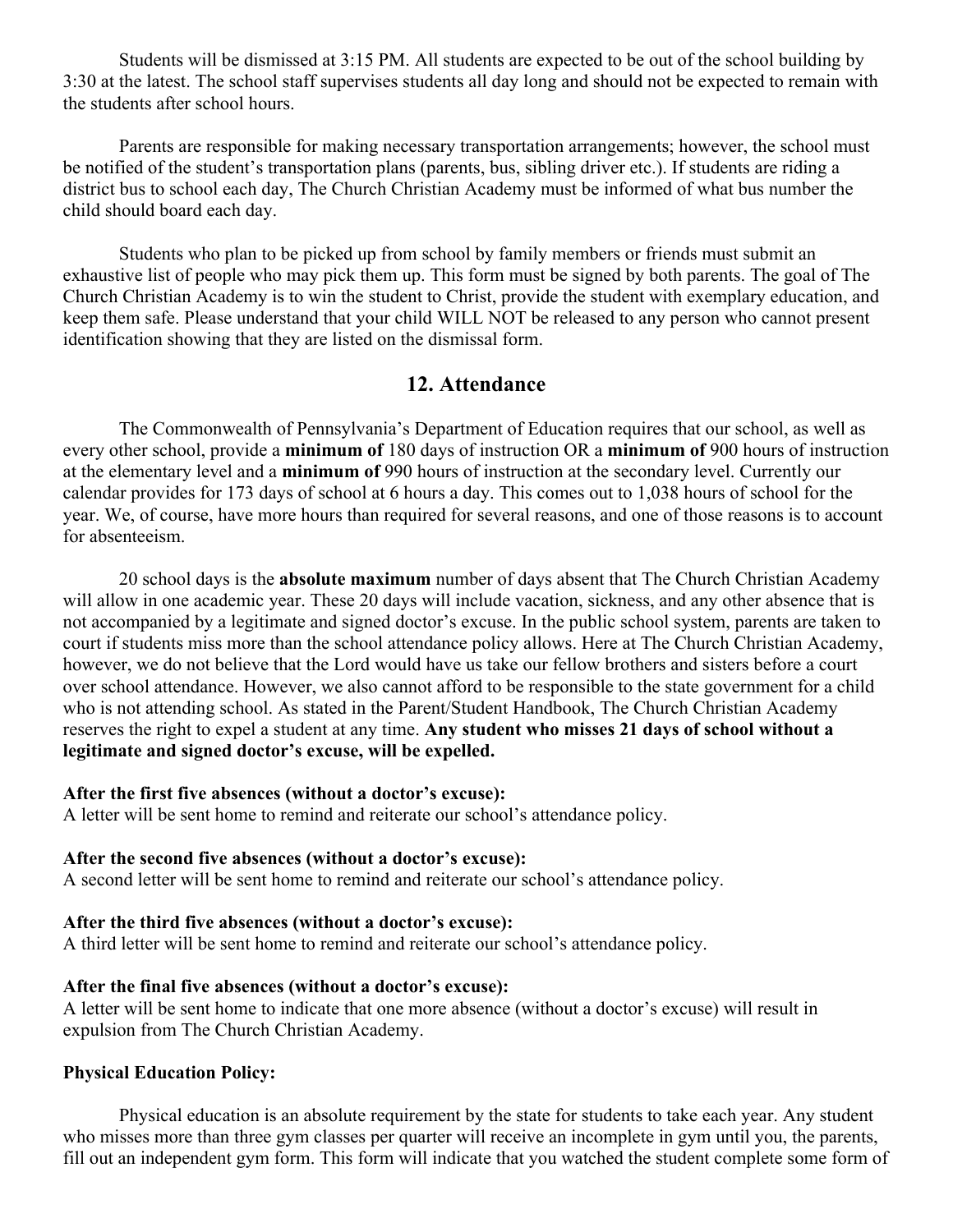Students will be dismissed at 3:15 PM. All students are expected to be out of the school building by 3:30 at the latest. The school staff supervises students all day long and should not be expected to remain with the students after school hours.

Parents are responsible for making necessary transportation arrangements; however, the school must be notified of the student's transportation plans (parents, bus, sibling driver etc.). If students are riding a district bus to school each day, The Church Christian Academy must be informed of what bus number the child should board each day.

Students who plan to be picked up from school by family members or friends must submit an exhaustive list of people who may pick them up. This form must be signed by both parents. The goal of The Church Christian Academy is to win the student to Christ, provide the student with exemplary education, and keep them safe. Please understand that your child WILL NOT be released to any person who cannot present identification showing that they are listed on the dismissal form.

## 12. Attendance

The Commonwealth of Pennsylvania's Department of Education requires that our school, as well as every other school, provide a **minimum of** 180 days of instruction OR a **minimum of** 900 hours of instruction at the elementary level and a **minimum of** 990 hours of instruction at the secondary level. Currently our calendar provides for 173 days of school at 6 hours a day. This comes out to 1,038 hours of school for the year. We, of course, have more hours than required for several reasons, and one of those reasons is to account for absenteeism.

20 school days is the **absolute maximum** number of days absent that The Church Christian Academy will allow in one academic year. These 20 days will include vacation, sickness, and any other absence that is not accompanied by a legitimate and signed doctor's excuse. In the public school system, parents are taken to court if students miss more than the school attendance policy allows. Here at The Church Christian Academy, however, we do not believe that the Lord would have us take our fellow brothers and sisters before a court over school attendance. However, we also cannot afford to be responsible to the state government for a child who is not attending school. As stated in the Parent/Student Handbook, The Church Christian Academy reserves the right to expel a student at any time. **Any student who misses 21 days of school without a legitimate and signed doctor's excuse, will be expelled.**

**After the first five absences (without a doctor's excuse):**
A letter will be sent home to remind and reiterate our school's attendance policy.

**After the second five absences (without a doctor's excuse):**
A second letter will be sent home to remind and reiterate our school's attendance policy.

**After the third five absences (without a doctor's excuse):**
A third letter will be sent home to remind and reiterate our school's attendance policy.

**After the final five absences (without a doctor's excuse):**
A letter will be sent home to indicate that one more absence (without a doctor's excuse) will result in expulsion from The Church Christian Academy.

**Physical Education Policy:**

Physical education is an absolute requirement by the state for students to take each year. Any student who misses more than three gym classes per quarter will receive an incomplete in gym until you, the parents, fill out an independent gym form. This form will indicate that you watched the student complete some form of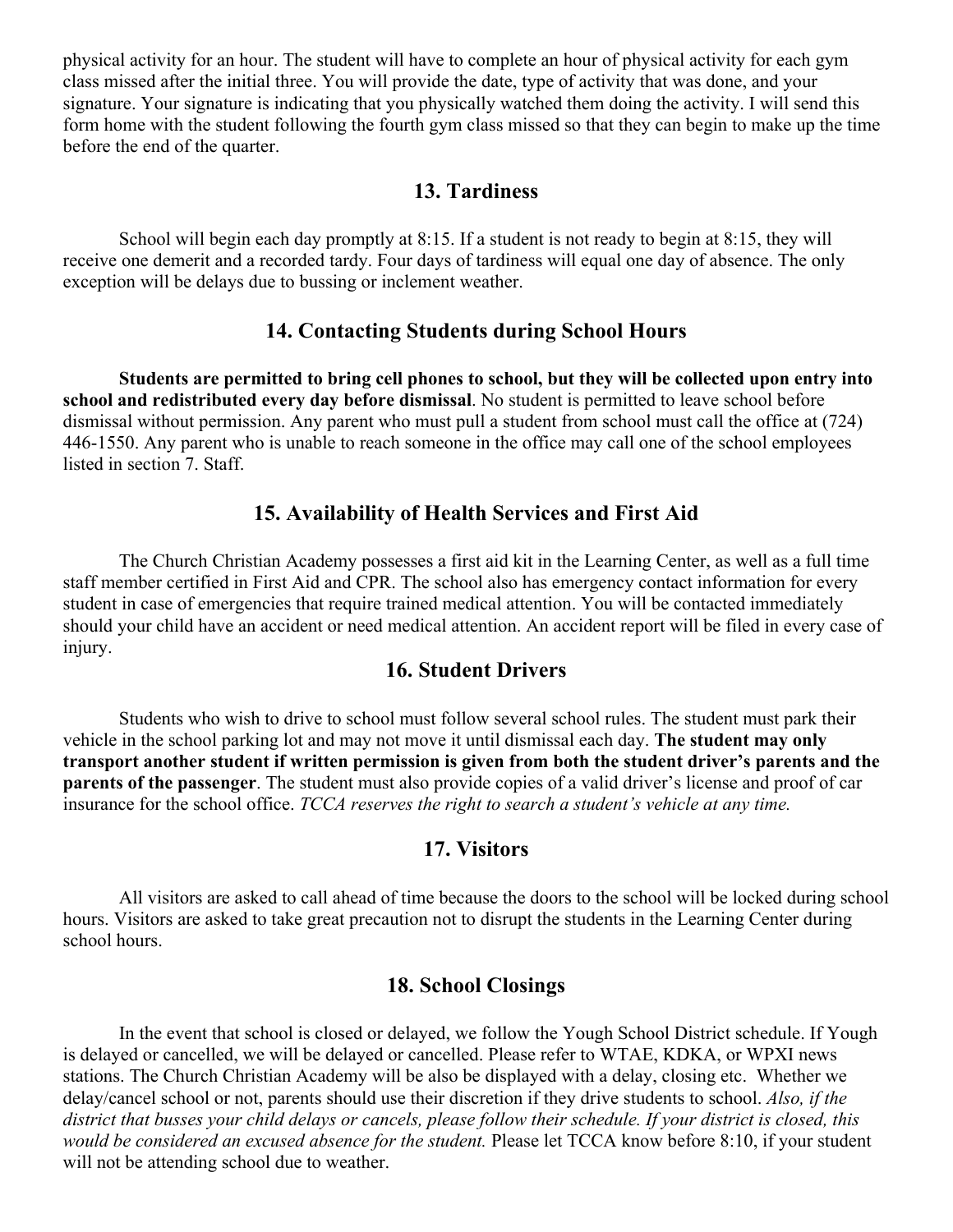physical activity for an hour. The student will have to complete an hour of physical activity for each gym class missed after the initial three. You will provide the date, type of activity that was done, and your signature. Your signature is indicating that you physically watched them doing the activity. I will send this form home with the student following the fourth gym class missed so that they can begin to make up the time before the end of the quarter.

## 13. Tardiness

School will begin each day promptly at 8:15. If a student is not ready to begin at 8:15, they will receive one demerit and a recorded tardy. Four days of tardiness will equal one day of absence. The only exception will be delays due to bussing or inclement weather.

## 14. Contacting Students during School Hours

**Students are permitted to bring cell phones to school, but they will be collected upon entry into school and redistributed every day before dismissal**. No student is permitted to leave school before dismissal without permission. Any parent who must pull a student from school must call the office at (724) 446-1550. Any parent who is unable to reach someone in the office may call one of the school employees listed in section 7. Staff.

## 15. Availability of Health Services and First Aid

The Church Christian Academy possesses a first aid kit in the Learning Center, as well as a full time staff member certified in First Aid and CPR. The school also has emergency contact information for every student in case of emergencies that require trained medical attention. You will be contacted immediately should your child have an accident or need medical attention. An accident report will be filed in every case of injury.

## 16. Student Drivers

Students who wish to drive to school must follow several school rules. The student must park their vehicle in the school parking lot and may not move it until dismissal each day. **The student may only transport another student if written permission is given from both the student driver's parents and the parents of the passenger**. The student must also provide copies of a valid driver's license and proof of car insurance for the school office. *TCCA reserves the right to search a student's vehicle at any time.*

## 17. Visitors

All visitors are asked to call ahead of time because the doors to the school will be locked during school hours. Visitors are asked to take great precaution not to disrupt the students in the Learning Center during school hours.

## 18. School Closings

In the event that school is closed or delayed, we follow the Yough School District schedule. If Yough is delayed or cancelled, we will be delayed or cancelled. Please refer to WTAE, KDKA, or WPXI news stations. The Church Christian Academy will be also be displayed with a delay, closing etc. Whether we delay/cancel school or not, parents should use their discretion if they drive students to school. *Also, if the district that busses your child delays or cancels, please follow their schedule. If your district is closed, this would be considered an excused absence for the student.* Please let TCCA know before 8:10, if your student will not be attending school due to weather.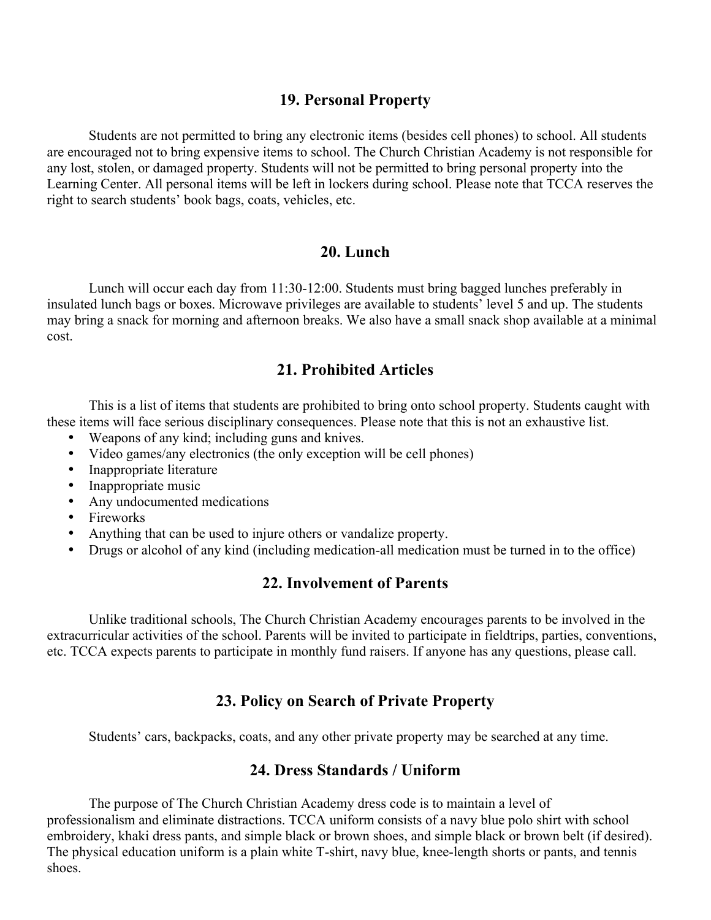## 19. Personal Property

Students are not permitted to bring any electronic items (besides cell phones) to school. All students are encouraged not to bring expensive items to school. The Church Christian Academy is not responsible for any lost, stolen, or damaged property. Students will not be permitted to bring personal property into the Learning Center. All personal items will be left in lockers during school. Please note that TCCA reserves the right to search students' book bags, coats, vehicles, etc.

## 20. Lunch

Lunch will occur each day from 11:30-12:00. Students must bring bagged lunches preferably in insulated lunch bags or boxes. Microwave privileges are available to students' level 5 and up. The students may bring a snack for morning and afternoon breaks. We also have a small snack shop available at a minimal cost.

## 21. Prohibited Articles

This is a list of items that students are prohibited to bring onto school property. Students caught with these items will face serious disciplinary consequences. Please note that this is not an exhaustive list.

- Weapons of any kind; including guns and knives.
- Video games/any electronics (the only exception will be cell phones)
- Inappropriate literature
- Inappropriate music
- Any undocumented medications
- Fireworks
- Anything that can be used to injure others or vandalize property.
- Drugs or alcohol of any kind (including medication-all medication must be turned in to the office)

## 22. Involvement of Parents

Unlike traditional schools, The Church Christian Academy encourages parents to be involved in the extracurricular activities of the school. Parents will be invited to participate in fieldtrips, parties, conventions, etc. TCCA expects parents to participate in monthly fund raisers. If anyone has any questions, please call.

## 23. Policy on Search of Private Property

Students' cars, backpacks, coats, and any other private property may be searched at any time.

## 24. Dress Standards / Uniform

The purpose of The Church Christian Academy dress code is to maintain a level of professionalism and eliminate distractions. TCCA uniform consists of a navy blue polo shirt with school embroidery, khaki dress pants, and simple black or brown shoes, and simple black or brown belt (if desired). The physical education uniform is a plain white T-shirt, navy blue, knee-length shorts or pants, and tennis shoes.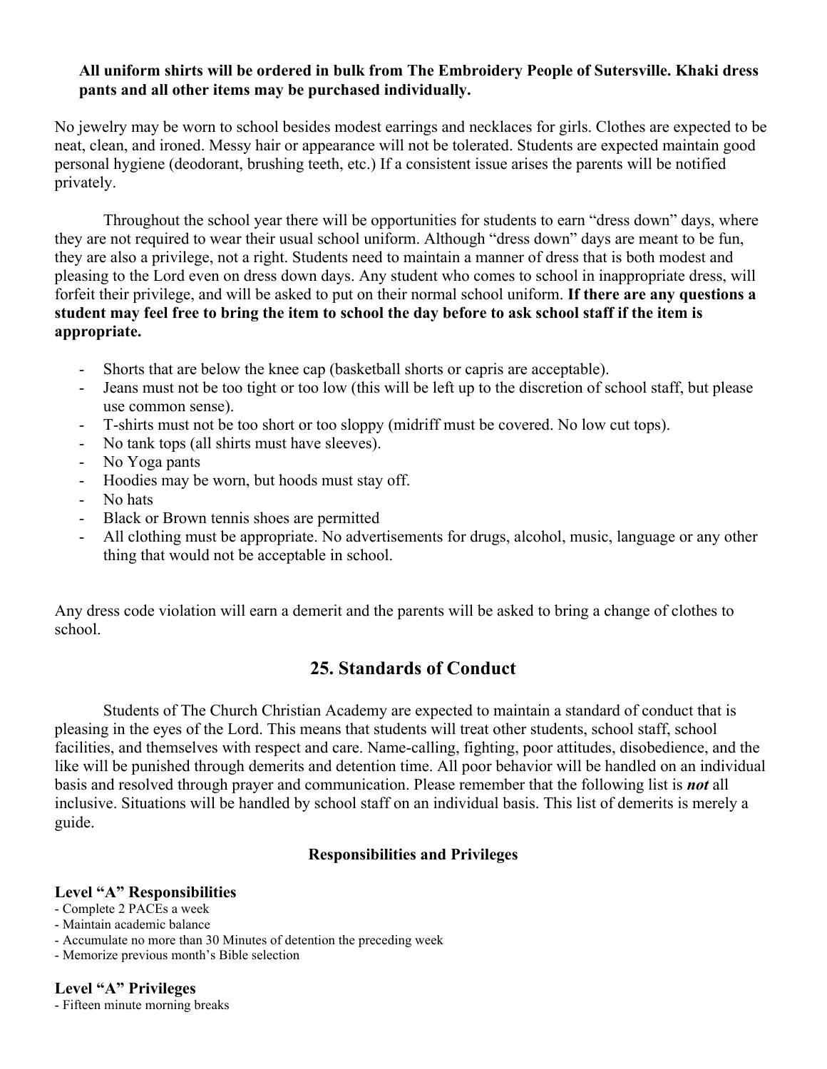**All uniform shirts will be ordered in bulk from The Embroidery People of Sutersville. Khaki dress pants and all other items may be purchased individually.**

No jewelry may be worn to school besides modest earrings and necklaces for girls. Clothes are expected to be neat, clean, and ironed. Messy hair or appearance will not be tolerated. Students are expected maintain good personal hygiene (deodorant, brushing teeth, etc.) If a consistent issue arises the parents will be notified privately.

Throughout the school year there will be opportunities for students to earn "dress down" days, where they are not required to wear their usual school uniform. Although "dress down" days are meant to be fun, they are also a privilege, not a right. Students need to maintain a manner of dress that is both modest and pleasing to the Lord even on dress down days. Any student who comes to school in inappropriate dress, will forfeit their privilege, and will be asked to put on their normal school uniform. **If there are any questions a student may feel free to bring the item to school the day before to ask school staff if the item is appropriate.**

- Shorts that are below the knee cap (basketball shorts or capris are acceptable).
- Jeans must not be too tight or too low (this will be left up to the discretion of school staff, but please use common sense).
- T-shirts must not be too short or too sloppy (midriff must be covered. No low cut tops).
- No tank tops (all shirts must have sleeves).
- No Yoga pants
- Hoodies may be worn, but hoods must stay off.
- No hats
- Black or Brown tennis shoes are permitted
- All clothing must be appropriate. No advertisements for drugs, alcohol, music, language or any other thing that would not be acceptable in school.

Any dress code violation will earn a demerit and the parents will be asked to bring a change of clothes to school.

## 25. Standards of Conduct

Students of The Church Christian Academy are expected to maintain a standard of conduct that is pleasing in the eyes of the Lord. This means that students will treat other students, school staff, school facilities, and themselves with respect and care. Name-calling, fighting, poor attitudes, disobedience, and the like will be punished through demerits and detention time. All poor behavior will be handled on an individual basis and resolved through prayer and communication. Please remember that the following list is ***not*** all inclusive. Situations will be handled by school staff on an individual basis. This list of demerits is merely a guide.

### Responsibilities and Privileges

#### Level "A" Responsibilities

- Complete 2 PACEs a week
- Maintain academic balance
- Accumulate no more than 30 Minutes of detention the preceding week
- Memorize previous month's Bible selection

#### Level "A" Privileges

- Fifteen minute morning breaks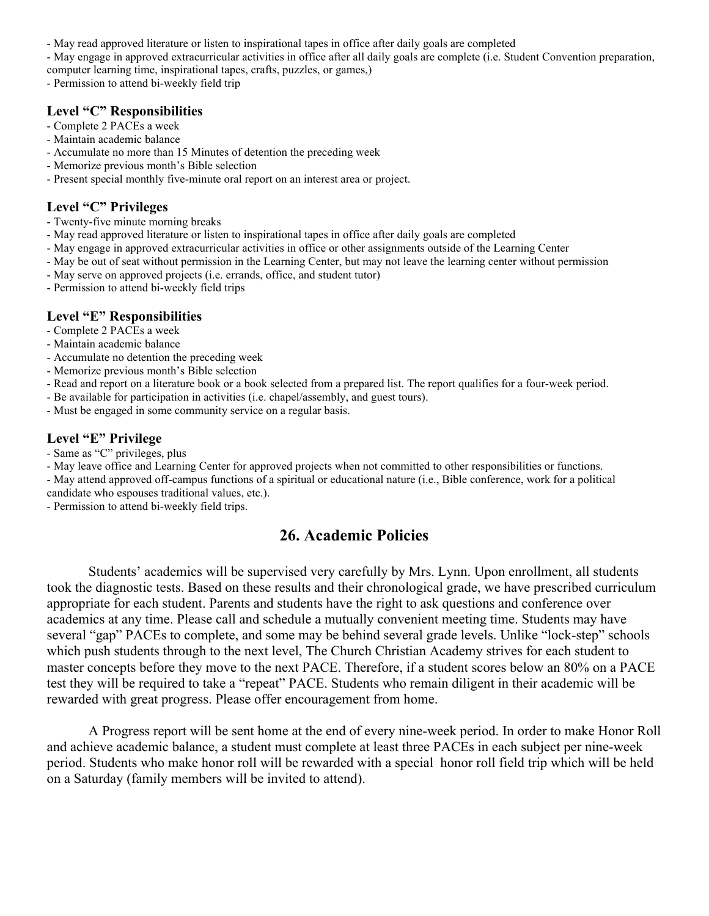- May read approved literature or listen to inspirational tapes in office after daily goals are completed
- May engage in approved extracurricular activities in office after all daily goals are complete (i.e. Student Convention preparation, computer learning time, inspirational tapes, crafts, puzzles, or games,)
- Permission to attend bi-weekly field trip

### Level "C" Responsibilities

- Complete 2 PACEs a week
- Maintain academic balance
- Accumulate no more than 15 Minutes of detention the preceding week
- Memorize previous month's Bible selection
- Present special monthly five-minute oral report on an interest area or project.

### Level "C" Privileges

- Twenty-five minute morning breaks
- May read approved literature or listen to inspirational tapes in office after daily goals are completed
- May engage in approved extracurricular activities in office or other assignments outside of the Learning Center
- May be out of seat without permission in the Learning Center, but may not leave the learning center without permission
- May serve on approved projects (i.e. errands, office, and student tutor)
- Permission to attend bi-weekly field trips

### Level "E" Responsibilities

- Complete 2 PACEs a week
- Maintain academic balance
- Accumulate no detention the preceding week
- Memorize previous month's Bible selection
- Read and report on a literature book or a book selected from a prepared list. The report qualifies for a four-week period.
- Be available for participation in activities (i.e. chapel/assembly, and guest tours).
- Must be engaged in some community service on a regular basis.

### Level "E" Privilege

- Same as "C" privileges, plus
- May leave office and Learning Center for approved projects when not committed to other responsibilities or functions.
- May attend approved off-campus functions of a spiritual or educational nature (i.e., Bible conference, work for a political candidate who espouses traditional values, etc.).
- Permission to attend bi-weekly field trips.

## 26. Academic Policies

Students' academics will be supervised very carefully by Mrs. Lynn. Upon enrollment, all students took the diagnostic tests. Based on these results and their chronological grade, we have prescribed curriculum appropriate for each student. Parents and students have the right to ask questions and conference over academics at any time. Please call and schedule a mutually convenient meeting time. Students may have several "gap" PACEs to complete, and some may be behind several grade levels. Unlike "lock-step" schools which push students through to the next level, The Church Christian Academy strives for each student to master concepts before they move to the next PACE. Therefore, if a student scores below an 80% on a PACE test they will be required to take a "repeat" PACE. Students who remain diligent in their academic will be rewarded with great progress. Please offer encouragement from home.

A Progress report will be sent home at the end of every nine-week period. In order to make Honor Roll and achieve academic balance, a student must complete at least three PACEs in each subject per nine-week period. Students who make honor roll will be rewarded with a special honor roll field trip which will be held on a Saturday (family members will be invited to attend).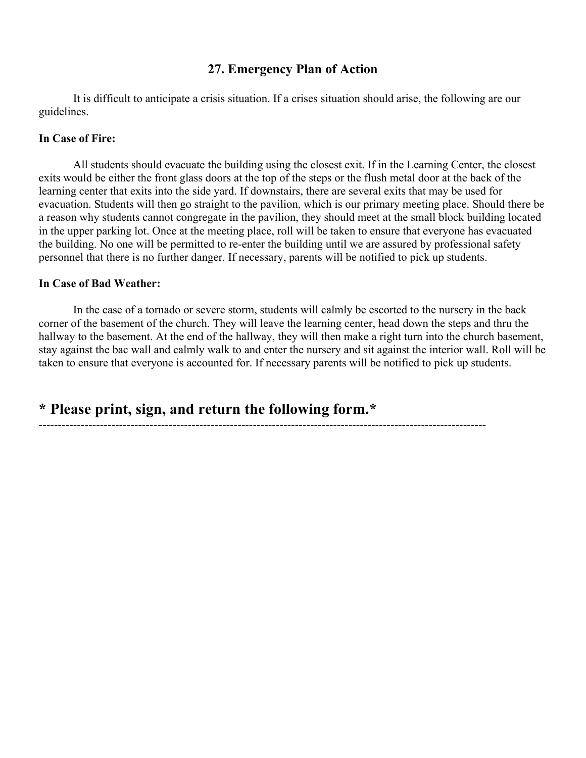## 27. Emergency Plan of Action

It is difficult to anticipate a crisis situation. If a crises situation should arise, the following are our guidelines.

**In Case of Fire:**

All students should evacuate the building using the closest exit. If in the Learning Center, the closest exits would be either the front glass doors at the top of the steps or the flush metal door at the back of the learning center that exits into the side yard. If downstairs, there are several exits that may be used for evacuation. Students will then go straight to the pavilion, which is our primary meeting place. Should there be a reason why students cannot congregate in the pavilion, they should meet at the small block building located in the upper parking lot. Once at the meeting place, roll will be taken to ensure that everyone has evacuated the building. No one will be permitted to re-enter the building until we are assured by professional safety personnel that there is no further danger. If necessary, parents will be notified to pick up students.

**In Case of Bad Weather:**

In the case of a tornado or severe storm, students will calmly be escorted to the nursery in the back corner of the basement of the church. They will leave the learning center, head down the steps and thru the hallway to the basement. At the end of the hallway, they will then make a right turn into the church basement, stay against the bac wall and calmly walk to and enter the nursery and sit against the interior wall. Roll will be taken to ensure that everyone is accounted for. If necessary parents will be notified to pick up students.

# * Please print, sign, and return the following form.*

---------------------------------------------------------------------------------------------------------------------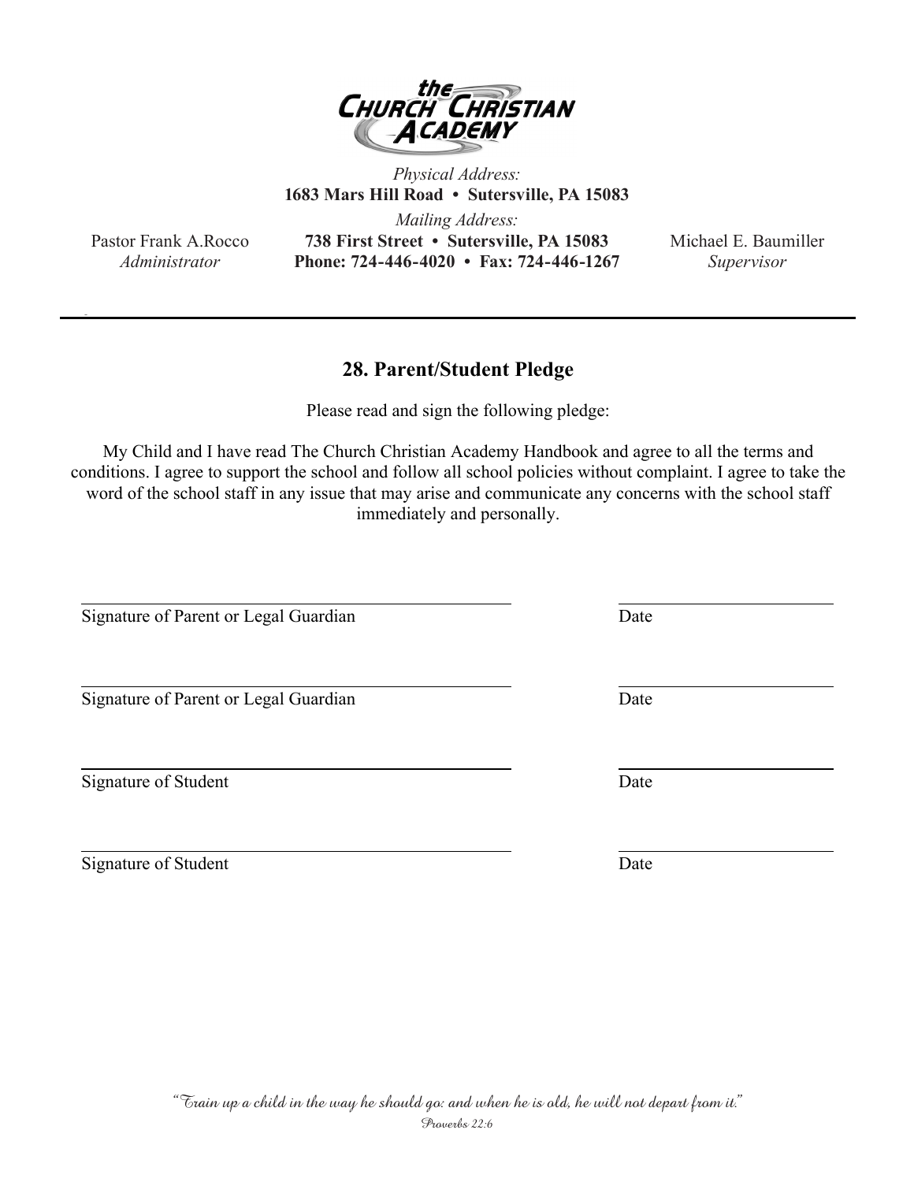*Physical Address:*
**1683 Mars Hill Road • Sutersville, PA 15083**

*Mailing Address:*
**738 First Street • Sutersville, PA 15083**
**Phone: 724-446-4020 • Fax: 724-446-1267**

Pastor Frank A.Rocco
*Administrator*

Michael E. Baumiller
*Supervisor*

---

## 28. Parent/Student Pledge

Please read and sign the following pledge:

My Child and I have read The Church Christian Academy Handbook and agree to all the terms and conditions. I agree to support the school and follow all school policies without complaint. I agree to take the word of the school staff in any issue that may arise and communicate any concerns with the school staff immediately and personally.

______________________________ ______________
Signature of Parent or Legal Guardian Date

______________________________ ______________
Signature of Parent or Legal Guardian Date

______________________________ ______________
Signature of Student Date

______________________________ ______________
Signature of Student Date

*"Train up a child in the way he should go: and when he is old, he will not depart from it."*
*Proverbs 22:6*